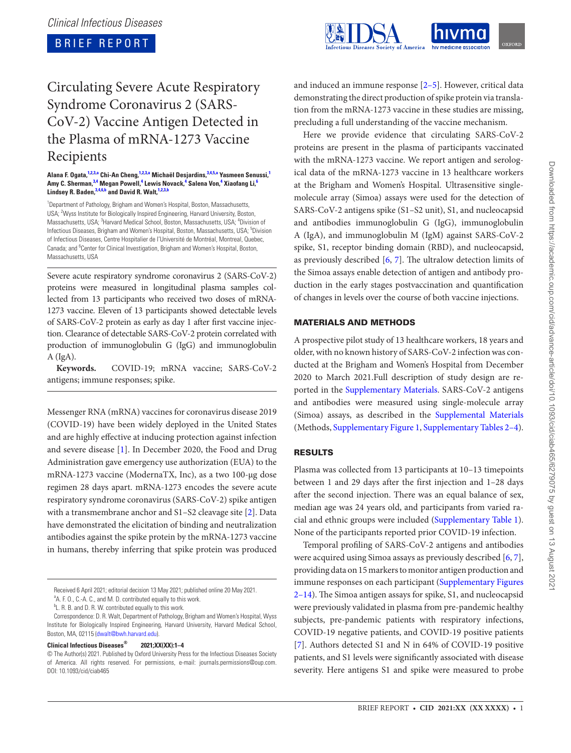Clinical Infectious Diseases

BRIEF REPORT

# Circulating Severe Acute Respiratory Syndrome Coronavirus 2 (SARS-CoV-2) Vaccine Antigen Detected in the Plasma of mRNA-1273 Vaccine Recipients

**Alana F. Ogata,[1,2,3,a] Chi-An Cheng,[1,2,3,a] Michaël Desjardins,[3,4,5,a] Yasmeen Senussi,[1] Amy C. Sherman,[3,4] Megan Powell,[4] Lewis Novack,[4] Salena Von,[4] Xiaofang Li,[6] Lindsey R. Baden,[3,4,6,b] and David R. Walt,[1,2,3,b]**

[1]Department of Pathology, Brigham and Women's Hospital, Boston, Massachusetts, USA; [2]Wyss Institute for Biologically Inspired Engineering, Harvard University, Boston, Massachusetts, USA; [3]Harvard Medical School, Boston, Massachusetts, USA; [4]Division of Infectious Diseases, Brigham and Women's Hospital, Boston, Massachusetts, USA; [5]Division of Infectious Diseases, Centre Hospitalier de l'Université de Montréal, Montreal, Quebec, Canada; and [6]Center for Clinical Investigation, Brigham and Women's Hospital, Boston, Massachusetts, USA

Severe acute respiratory syndrome coronavirus 2 (SARS-CoV-2) proteins were measured in longitudinal plasma samples collected from 13 participants who received two doses of mRNA-1273 vaccine. Eleven of 13 participants showed detectable levels of SARS-CoV-2 protein as early as day 1 after first vaccine injection. Clearance of detectable SARS-CoV-2 protein correlated with production of immunoglobulin G (IgG) and immunoglobulin A (IgA).

**Keywords.** COVID-19; mRNA vaccine; SARS-CoV-2 antigens; immune responses; spike.

Messenger RNA (mRNA) vaccines for coronavirus disease 2019 (COVID-19) have been widely deployed in the United States and are highly effective at inducing protection against infection and severe disease [1]. In December 2020, the Food and Drug Administration gave emergency use authorization (EUA) to the mRNA-1273 vaccine (ModernaTX, Inc), as a two 100-μg dose regimen 28 days apart. mRNA-1273 encodes the severe acute respiratory syndrome coronavirus (SARS-CoV-2) spike antigen with a transmembrane anchor and S1–S2 cleavage site [2]. Data have demonstrated the elicitation of binding and neutralization antibodies against the spike protein by the mRNA-1273 vaccine in humans, thereby inferring that spike protein was produced and induced an immune response [2–5]. However, critical data demonstrating the direct production of spike protein via translation from the mRNA-1273 vaccine in these studies are missing, precluding a full understanding of the vaccine mechanism.

Here we provide evidence that circulating SARS-CoV-2 proteins are present in the plasma of participants vaccinated with the mRNA-1273 vaccine. We report antigen and serological data of the mRNA-1273 vaccine in 13 healthcare workers at the Brigham and Women's Hospital. Ultrasensitive single-molecule array (Simoa) assays were used for the detection of SARS-CoV-2 antigens spike (S1–S2 unit), S1, and nucleocapsid and antibodies immunoglobulin G (IgG), immunoglobulin A (IgA), and immunoglobulin M (IgM) against SARS-CoV-2 spike, S1, receptor binding domain (RBD), and nucleocapsid, as previously described [6, 7]. The ultralow detection limits of the Simoa assays enable detection of antigen and antibody production in the early stages postvaccination and quantification of changes in levels over the course of both vaccine injections.

## MATERIALS AND METHODS

A prospective pilot study of 13 healthcare workers, 18 years and older, with no known history of SARS-CoV-2 infection was conducted at the Brigham and Women's Hospital from December 2020 to March 2021.Full description of study design are reported in the Supplementary Materials. SARS-CoV-2 antigens and antibodies were measured using single-molecule array (Simoa) assays, as described in the Supplemental Materials (Methods, Supplementary Figure 1, Supplementary Tables 2–4).

## RESULTS

Plasma was collected from 13 participants at 10–13 timepoints between 1 and 29 days after the first injection and 1–28 days after the second injection. There was an equal balance of sex, median age was 24 years old, and participants from varied racial and ethnic groups were included (Supplementary Table 1). None of the participants reported prior COVID-19 infection.

Temporal profiling of SARS-CoV-2 antigens and antibodies were acquired using Simoa assays as previously described [6, 7], providing data on 15 markers to monitor antigen production and immune responses on each participant (Supplementary Figures 2–14). The Simoa antigen assays for spike, S1, and nucleocapsid were previously validated in plasma from pre-pandemic healthy subjects, pre-pandemic patients with respiratory infections, COVID-19 negative patients, and COVID-19 positive patients [7]. Authors detected S1 and N in 64% of COVID-19 positive patients, and S1 levels were significantly associated with disease severity. Here antigens S1 and spike were measured to probe

Received 6 April 2021; editorial decision 13 May 2021; published online 20 May 2021.

[a]A. F. O., C.-A. C., and M. D. contributed equally to this work.

[b]L. R. B. and D. R. W. contributed equally to this work.

Correspondence: D. R. Walt, Department of Pathology, Brigham and Women's Hospital, Wyss Institute for Biologically Inspired Engineering, Harvard University, Harvard Medical School, Boston, MA, 02115 (dwalt@bwh.harvard.edu).

**Clinical Infectious Diseases® 2021;XX(XX):1–4**

© The Author(s) 2021. Published by Oxford University Press for the Infectious Diseases Society of America. All rights reserved. For permissions, e-mail: journals.permissions@oup.com. DOI: 10.1093/cid/ciab465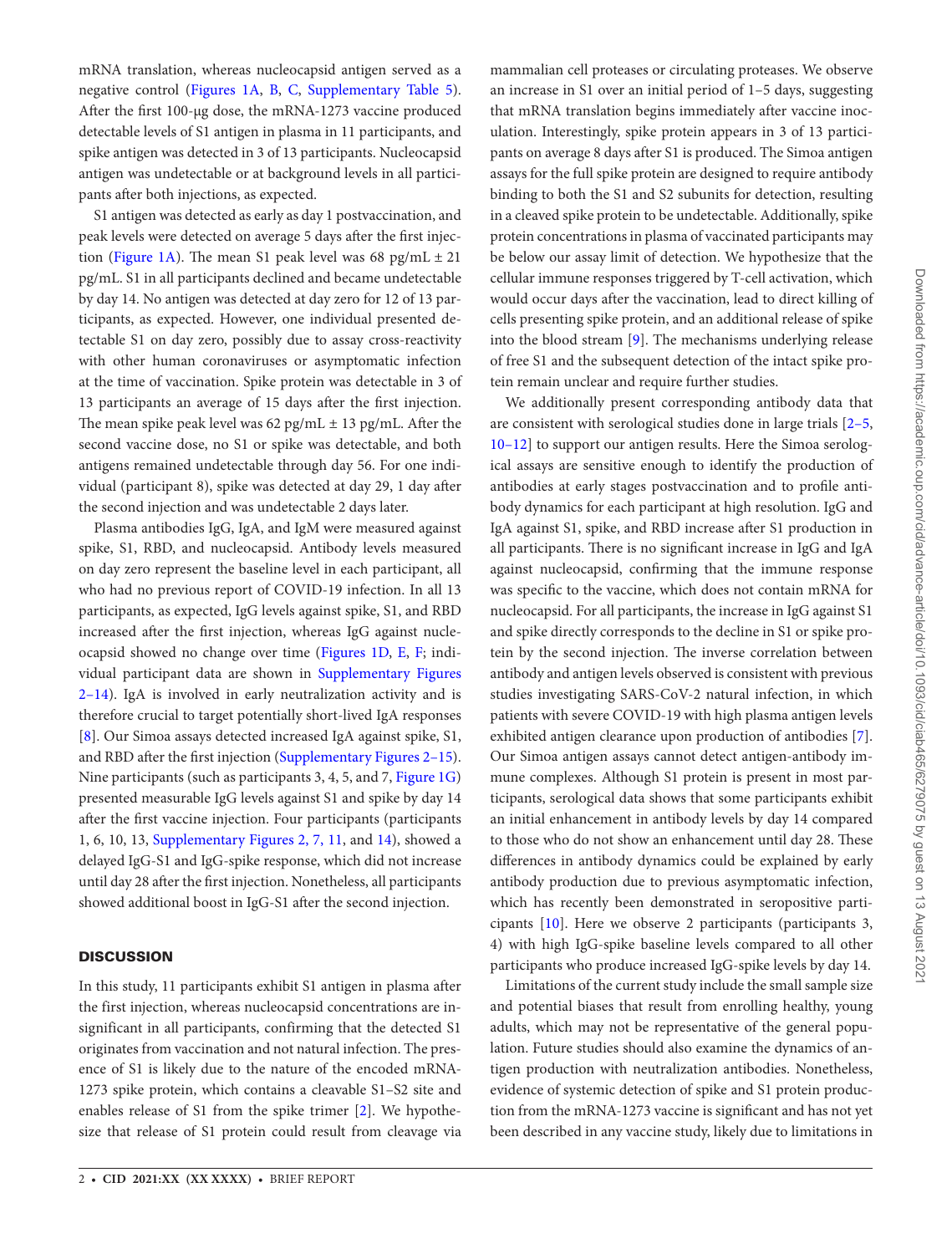mRNA translation, whereas nucleocapsid antigen served as a negative control (Figures 1A, B, C, Supplementary Table 5). After the first 100-μg dose, the mRNA-1273 vaccine produced detectable levels of S1 antigen in plasma in 11 participants, and spike antigen was detected in 3 of 13 participants. Nucleocapsid antigen was undetectable or at background levels in all participants after both injections, as expected.

S1 antigen was detected as early as day 1 postvaccination, and peak levels were detected on average 5 days after the first injection (Figure 1A). The mean S1 peak level was 68 pg/mL ± 21 pg/mL. S1 in all participants declined and became undetectable by day 14. No antigen was detected at day zero for 12 of 13 participants, as expected. However, one individual presented detectable S1 on day zero, possibly due to assay cross-reactivity with other human coronaviruses or asymptomatic infection at the time of vaccination. Spike protein was detectable in 3 of 13 participants an average of 15 days after the first injection. The mean spike peak level was 62 pg/mL ± 13 pg/mL. After the second vaccine dose, no S1 or spike was detectable, and both antigens remained undetectable through day 56. For one individual (participant 8), spike was detected at day 29, 1 day after the second injection and was undetectable 2 days later.

Plasma antibodies IgG, IgA, and IgM were measured against spike, S1, RBD, and nucleocapsid. Antibody levels measured on day zero represent the baseline level in each participant, all who had no previous report of COVID-19 infection. In all 13 participants, as expected, IgG levels against spike, S1, and RBD increased after the first injection, whereas IgG against nucleocapsid showed no change over time (Figures 1D, E, F; individual participant data are shown in Supplementary Figures 2–14). IgA is involved in early neutralization activity and is therefore crucial to target potentially short-lived IgA responses [8]. Our Simoa assays detected increased IgA against spike, S1, and RBD after the first injection (Supplementary Figures 2–15). Nine participants (such as participants 3, 4, 5, and 7, Figure 1G) presented measurable IgG levels against S1 and spike by day 14 after the first vaccine injection. Four participants (participants 1, 6, 10, 13, Supplementary Figures 2, 7, 11, and 14), showed a delayed IgG-S1 and IgG-spike response, which did not increase until day 28 after the first injection. Nonetheless, all participants showed additional boost in IgG-S1 after the second injection.

## DISCUSSION

In this study, 11 participants exhibit S1 antigen in plasma after the first injection, whereas nucleocapsid concentrations are insignificant in all participants, confirming that the detected S1 originates from vaccination and not natural infection. The presence of S1 is likely due to the nature of the encoded mRNA-1273 spike protein, which contains a cleavable S1–S2 site and enables release of S1 from the spike trimer [2]. We hypothesize that release of S1 protein could result from cleavage via mammalian cell proteases or circulating proteases. We observe an increase in S1 over an initial period of 1–5 days, suggesting that mRNA translation begins immediately after vaccine inoculation. Interestingly, spike protein appears in 3 of 13 participants on average 8 days after S1 is produced. The Simoa antigen assays for the full spike protein are designed to require antibody binding to both the S1 and S2 subunits for detection, resulting in a cleaved spike protein to be undetectable. Additionally, spike protein concentrations in plasma of vaccinated participants may be below our assay limit of detection. We hypothesize that the cellular immune responses triggered by T-cell activation, which would occur days after the vaccination, lead to direct killing of cells presenting spike protein, and an additional release of spike into the blood stream [9]. The mechanisms underlying release of free S1 and the subsequent detection of the intact spike protein remain unclear and require further studies.

We additionally present corresponding antibody data that are consistent with serological studies done in large trials [2–5, 10–12] to support our antigen results. Here the Simoa serological assays are sensitive enough to identify the production of antibodies at early stages postvaccination and to profile antibody dynamics for each participant at high resolution. IgG and IgA against S1, spike, and RBD increase after S1 production in all participants. There is no significant increase in IgG and IgA against nucleocapsid, confirming that the immune response was specific to the vaccine, which does not contain mRNA for nucleocapsid. For all participants, the increase in IgG against S1 and spike directly corresponds to the decline in S1 or spike protein by the second injection. The inverse correlation between antibody and antigen levels observed is consistent with previous studies investigating SARS-CoV-2 natural infection, in which patients with severe COVID-19 with high plasma antigen levels exhibited antigen clearance upon production of antibodies [7]. Our Simoa antigen assays cannot detect antigen-antibody immune complexes. Although S1 protein is present in most participants, serological data shows that some participants exhibit an initial enhancement in antibody levels by day 14 compared to those who do not show an enhancement until day 28. These differences in antibody dynamics could be explained by early antibody production due to previous asymptomatic infection, which has recently been demonstrated in seropositive participants [10]. Here we observe 2 participants (participants 3, 4) with high IgG-spike baseline levels compared to all other participants who produce increased IgG-spike levels by day 14.

Limitations of the current study include the small sample size and potential biases that result from enrolling healthy, young adults, which may not be representative of the general population. Future studies should also examine the dynamics of antigen production with neutralization antibodies. Nonetheless, evidence of systemic detection of spike and S1 protein production from the mRNA-1273 vaccine is significant and has not yet been described in any vaccine study, likely due to limitations in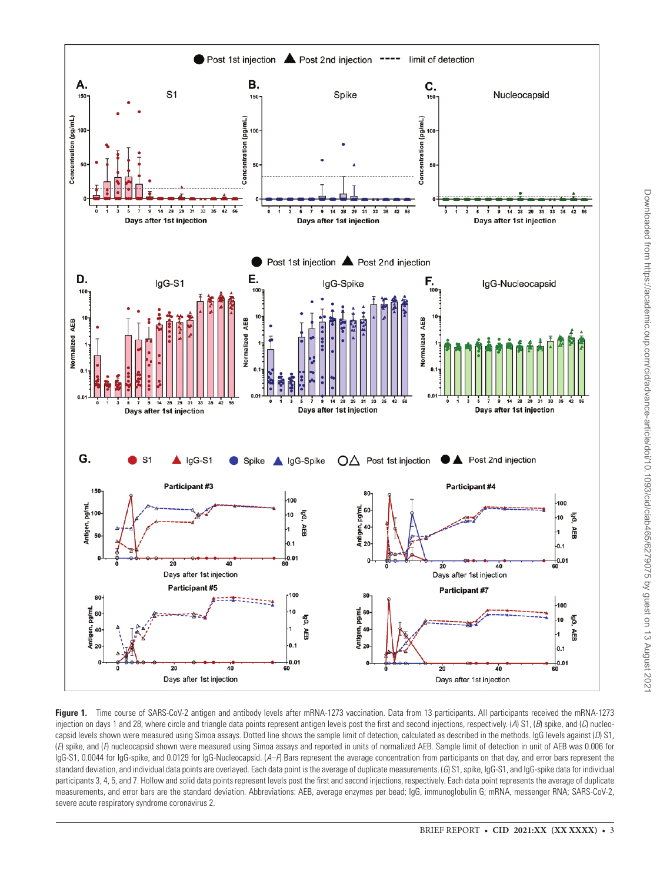**Figure 1.** Time course of SARS-CoV-2 antigen and antibody levels after mRNA-1273 vaccination. Data from 13 participants. All participants received the mRNA-1273 injection on days 1 and 28, where circle and triangle data points represent antigen levels post the first and second injections, respectively. (*A*) S1, (*B*) spike, and (*C*) nucleocapsid levels shown were measured using Simoa assays. Dotted line shows the sample limit of detection, calculated as described in the methods. IgG levels against (*D*) S1, (*E*) spike, and (*F*) nucleocapsid shown were measured using Simoa assays and reported in units of normalized AEB. Sample limit of detection in unit of AEB was 0.006 for IgG-S1, 0.0044 for IgG-spike, and 0.0129 for IgG-Nucleocapsid. (*A*–*F*) Bars represent the average concentration from participants on that day, and error bars represent the standard deviation, and individual data points are overlayed. Each data point is the average of duplicate measurements. (*G*) S1, spike, IgG-S1, and IgG-spike data for individual participants 3, 4, 5, and 7. Hollow and solid data points represent levels post the first and second injections, respectively. Each data point represents the average of duplicate measurements, and error bars are the standard deviation. Abbreviations: AEB, average enzymes per bead; IgG, immunoglobulin G; mRNA, messenger RNA; SARS-CoV-2, severe acute respiratory syndrome coronavirus 2.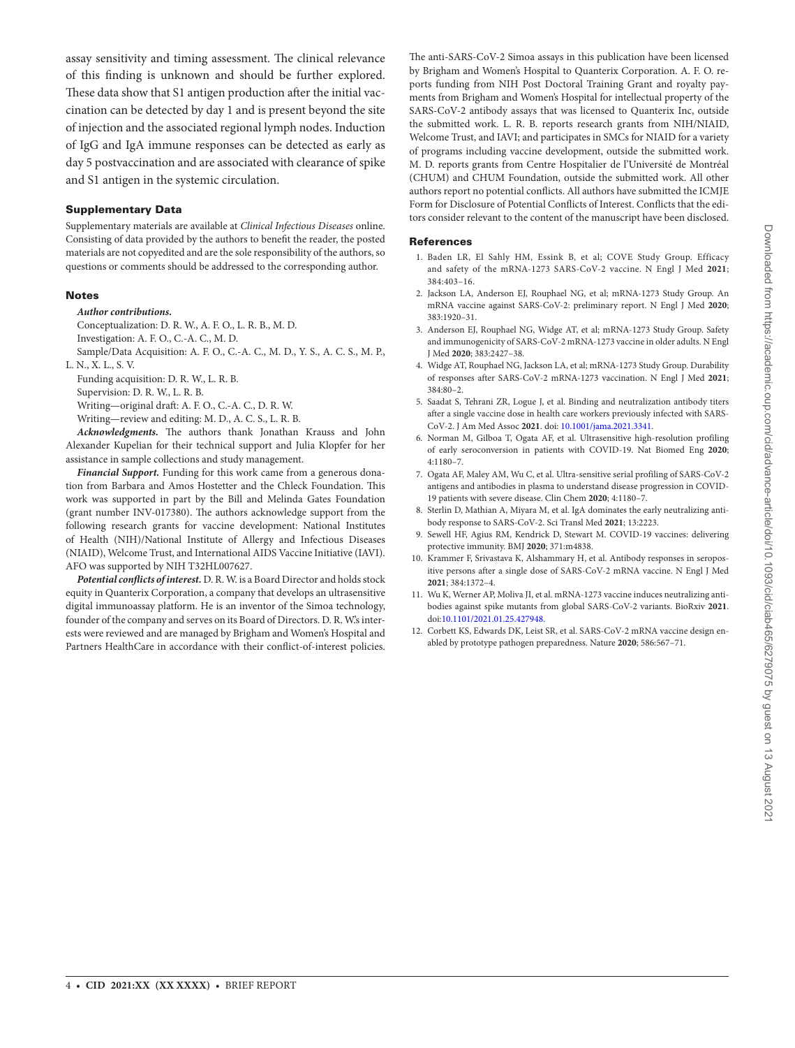assay sensitivity and timing assessment. The clinical relevance of this finding is unknown and should be further explored. These data show that S1 antigen production after the initial vaccination can be detected by day 1 and is present beyond the site of injection and the associated regional lymph nodes. Induction of IgG and IgA immune responses can be detected as early as day 5 postvaccination and are associated with clearance of spike and S1 antigen in the systemic circulation.

## Supplementary Data

Supplementary materials are available at *Clinical Infectious Diseases* online. Consisting of data provided by the authors to benefit the reader, the posted materials are not copyedited and are the sole responsibility of the authors, so questions or comments should be addressed to the corresponding author.

## Notes

***Author contributions.***

Conceptualization: D. R. W., A. F. O., L. R. B., M. D.

Investigation: A. F. O., C.-A. C., M. D.

Sample/Data Acquisition: A. F. O., C.-A. C., M. D., Y. S., A. C. S., M. P., L. N., X. L., S. V.

Funding acquisition: D. R. W., L. R. B.

Supervision: D. R. W., L. R. B.

Writing—original draft: A. F. O., C.-A. C., D. R. W.

Writing—review and editing: M. D., A. C. S., L. R. B.

***Acknowledgments.*** The authors thank Jonathan Krauss and John Alexander Kupelian for their technical support and Julia Klopfer for her assistance in sample collections and study management.

***Financial Support.*** Funding for this work came from a generous donation from Barbara and Amos Hostetter and the Chleck Foundation. This work was supported in part by the Bill and Melinda Gates Foundation (grant number INV-017380). The authors acknowledge support from the following research grants for vaccine development: National Institutes of Health (NIH)/National Institute of Allergy and Infectious Diseases (NIAID), Welcome Trust, and International AIDS Vaccine Initiative (IAVI). AFO was supported by NIH T32HL007627.

***Potential conflicts of interest.*** D. R. W. is a Board Director and holds stock equity in Quanterix Corporation, a company that develops an ultrasensitive digital immunoassay platform. He is an inventor of the Simoa technology, founder of the company and serves on its Board of Directors. D. R. W.'s interests were reviewed and are managed by Brigham and Women's Hospital and Partners HealthCare in accordance with their conflict-of-interest policies. The anti-SARS-CoV-2 Simoa assays in this publication have been licensed by Brigham and Women's Hospital to Quanterix Corporation. A. F. O. reports funding from NIH Post Doctoral Training Grant and royalty payments from Brigham and Women's Hospital for intellectual property of the SARS-CoV-2 antibody assays that was licensed to Quanterix Inc, outside the submitted work. L. R. B. reports research grants from NIH/NIAID, Welcome Trust, and IAVI; and participates in SMCs for NIAID for a variety of programs including vaccine development, outside the submitted work. M. D. reports grants from Centre Hospitalier de l'Université de Montréal (CHUM) and CHUM Foundation, outside the submitted work. All other authors report no potential conflicts. All authors have submitted the ICMJE Form for Disclosure of Potential Conflicts of Interest. Conflicts that the editors consider relevant to the content of the manuscript have been disclosed.

## References

1. Baden LR, El Sahly HM, Essink B, et al; COVE Study Group. Efficacy and safety of the mRNA-1273 SARS-CoV-2 vaccine. N Engl J Med **2021**; 384:403–16.
2. Jackson LA, Anderson EJ, Rouphael NG, et al; mRNA-1273 Study Group. An mRNA vaccine against SARS-CoV-2: preliminary report. N Engl J Med **2020**; 383:1920–31.
3. Anderson EJ, Rouphael NG, Widge AT, et al; mRNA-1273 Study Group. Safety and immunogenicity of SARS-CoV-2 mRNA-1273 vaccine in older adults. N Engl J Med **2020**; 383:2427–38.
4. Widge AT, Rouphael NG, Jackson LA, et al; mRNA-1273 Study Group. Durability of responses after SARS-CoV-2 mRNA-1273 vaccination. N Engl J Med **2021**; 384:80–2.
5. Saadat S, Tehrani ZR, Logue J, et al. Binding and neutralization antibody titers after a single vaccine dose in health care workers previously infected with SARS-CoV-2. J Am Med Assoc **2021**. doi: 10.1001/jama.2021.3341.
6. Norman M, Gilboa T, Ogata AF, et al. Ultrasensitive high-resolution profiling of early seroconversion in patients with COVID-19. Nat Biomed Eng **2020**; 4:1180–7.
7. Ogata AF, Maley AM, Wu C, et al. Ultra-sensitive serial profiling of SARS-CoV-2 antigens and antibodies in plasma to understand disease progression in COVID-19 patients with severe disease. Clin Chem **2020**; 4:1180–7.
8. Sterlin D, Mathian A, Miyara M, et al. IgA dominates the early neutralizing antibody response to SARS-CoV-2. Sci Transl Med **2021**; 13:2223.
9. Sewell HF, Agius RM, Kendrick D, Stewart M. COVID-19 vaccines: delivering protective immunity. BMJ **2020**; 371:m4838.
10. Krammer F, Srivastava K, Alshammary H, et al. Antibody responses in seropositive persons after a single dose of SARS-CoV-2 mRNA vaccine. N Engl J Med **2021**; 384:1372–4.
11. Wu K, Werner AP, Moliva JI, et al. mRNA-1273 vaccine induces neutralizing antibodies against spike mutants from global SARS-CoV-2 variants. BioRxiv **2021**. doi:10.1101/2021.01.25.427948.
12. Corbett KS, Edwards DK, Leist SR, et al. SARS-CoV-2 mRNA vaccine design enabled by prototype pathogen preparedness. Nature **2020**; 586:567–71.